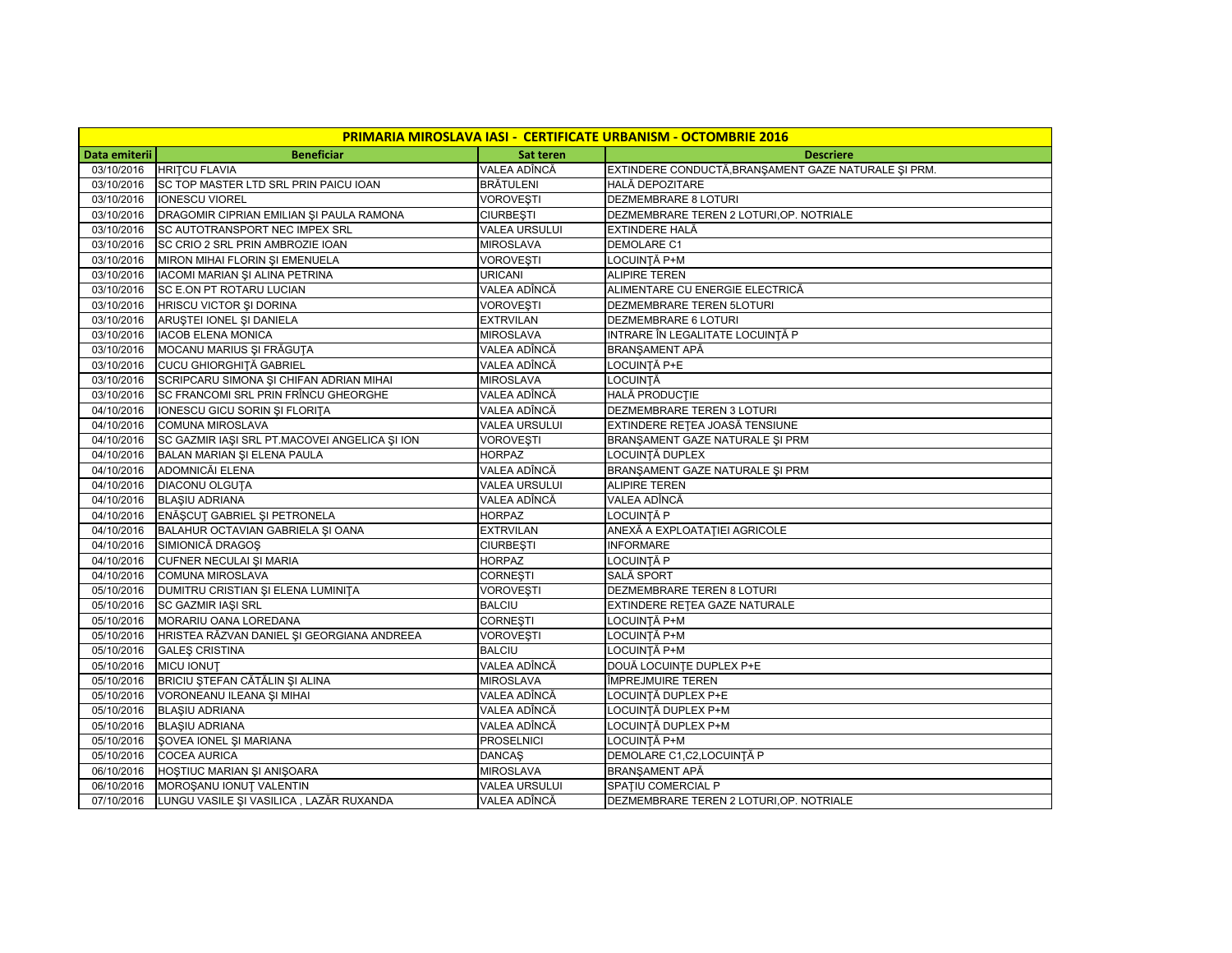| PRIMARIA MIROSLAVA IASI - CERTIFICATE URBANISM - OCTOMBRIE 2016 | | | |
|---|---|---|---|
| **Data emiterii** | **Beneficiar** | **Sat teren** | **Descriere** |
| 03/10/2016 | HRIŢCU FLAVIA | VALEA ADÎNCĂ | EXTINDERE CONDUCTĂ,BRANŞAMENT GAZE NATURALE ŞI PRM. |
| 03/10/2016 | SC TOP MASTER LTD SRL PRIN PAICU IOAN | BRĂTULENI | HALĂ DEPOZITARE |
| 03/10/2016 | IONESCU VIOREL | VOROVEŞTI | DEZMEMBRARE 8 LOTURI |
| 03/10/2016 | DRAGOMIR CIPRIAN EMILIAN ŞI PAULA RAMONA | CIURBEŞTI | DEZMEMBRARE TEREN 2 LOTURI,OP. NOTRIALE |
| 03/10/2016 | SC AUTOTRANSPORT NEC IMPEX SRL | VALEA URSULUI | EXTINDERE HALĂ |
| 03/10/2016 | SC CRIO 2 SRL PRIN AMBROZIE IOAN | MIROSLAVA | DEMOLARE C1 |
| 03/10/2016 | MIRON MIHAI FLORIN ŞI EMENUELA | VOROVEŞTI | LOCUINŢĂ P+M |
| 03/10/2016 | IACOMI MARIAN ŞI ALINA PETRINA | URICANI | ALIPIRE TEREN |
| 03/10/2016 | SC E.ON PT ROTARU LUCIAN | VALEA ADÎNCĂ | ALIMENTARE CU ENERGIE ELECTRICĂ |
| 03/10/2016 | HRISCU VICTOR ŞI DORINA | VOROVEŞTI | DEZMEMBRARE TEREN 5LOTURI |
| 03/10/2016 | ARUŞTEI IONEL ŞI DANIELA | EXTRVILAN | DEZMEMBRARE 6 LOTURI |
| 03/10/2016 | IACOB ELENA MONICA | MIROSLAVA | INTRARE ÎN LEGALITATE LOCUINŢĂ P |
| 03/10/2016 | MOCANU MARIUS ŞI FRĂGUŢA | VALEA ADÎNCĂ | BRANŞAMENT APĂ |
| 03/10/2016 | CUCU GHIORGHIŢĂ GABRIEL | VALEA ADÎNCĂ | LOCUINŢĂ P+E |
| 03/10/2016 | SCRIPCARU SIMONA ŞI CHIFAN ADRIAN MIHAI | MIROSLAVA | LOCUINŢĂ |
| 03/10/2016 | SC FRANCOMI SRL PRIN FRÎNCU GHEORGHE | VALEA ADÎNCĂ | HALĂ PRODUCŢIE |
| 04/10/2016 | IONESCU GICU SORIN ŞI FLORIŢA | VALEA ADÎNCĂ | DEZMEMBRARE TEREN 3 LOTURI |
| 04/10/2016 | COMUNA MIROSLAVA | VALEA URSULUI | EXTINDERE REŢEA JOASĂ TENSIUNE |
| 04/10/2016 | SC GAZMIR IAŞI SRL PT.MACOVEI ANGELICA ŞI ION | VOROVEŞTI | BRANŞAMENT GAZE NATURALE ŞI PRM |
| 04/10/2016 | BALAN MARIAN ŞI ELENA PAULA | HORPAZ | LOCUINŢĂ DUPLEX |
| 04/10/2016 | ADOMNICĂI ELENA | VALEA ADÎNCĂ | BRANŞAMENT GAZE NATURALE ŞI PRM |
| 04/10/2016 | DIACONU OLGUŢA | VALEA URSULUI | ALIPIRE TEREN |
| 04/10/2016 | BLAŞIU ADRIANA | VALEA ADÎNCĂ | VALEA ADÎNCĂ |
| 04/10/2016 | ENĂŞCUŢ GABRIEL ŞI PETRONELA | HORPAZ | LOCUINŢĂ P |
| 04/10/2016 | BALAHUR OCTAVIAN GABRIELA ŞI OANA | EXTRVILAN | ANEXĂ A EXPLOATAŢIEI AGRICOLE |
| 04/10/2016 | SIMIONICĂ DRAGOŞ | CIURBEŞTI | INFORMARE |
| 04/10/2016 | CUFNER NECULAI ŞI MARIA | HORPAZ | LOCUINŢĂ P |
| 04/10/2016 | COMUNA MIROSLAVA | CORNEŞTI | SALĂ SPORT |
| 05/10/2016 | DUMITRU CRISTIAN ŞI ELENA LUMINIŢA | VOROVEŞTI | DEZMEMBRARE TEREN 8 LOTURI |
| 05/10/2016 | SC GAZMIR IAŞI SRL | BALCIU | EXTINDERE REŢEA GAZE NATURALE |
| 05/10/2016 | MORARIU OANA LOREDANA | CORNEŞTI | LOCUINŢĂ P+M |
| 05/10/2016 | HRISTEA RĂZVAN DANIEL ŞI GEORGIANA ANDREEA | VOROVEŞTI | LOCUINŢĂ P+M |
| 05/10/2016 | GALEŞ CRISTINA | BALCIU | LOCUINŢĂ P+M |
| 05/10/2016 | MICU IONUŢ | VALEA ADÎNCĂ | DOUĂ LOCUINŢE DUPLEX P+E |
| 05/10/2016 | BRICIU ŞTEFAN CĂTĂLIN ŞI ALINA | MIROSLAVA | ÎMPREJMUIRE TEREN |
| 05/10/2016 | VORONEANU ILEANA ŞI MIHAI | VALEA ADÎNCĂ | LOCUINŢĂ DUPLEX P+E |
| 05/10/2016 | BLAŞIU ADRIANA | VALEA ADÎNCĂ | LOCUINŢĂ DUPLEX P+M |
| 05/10/2016 | BLAŞIU ADRIANA | VALEA ADÎNCĂ | LOCUINŢĂ DUPLEX P+M |
| 05/10/2016 | ŞOVEA IONEL ŞI MARIANA | PROSELNICI | LOCUINŢĂ P+M |
| 05/10/2016 | COCEA AURICA | DANCAŞ | DEMOLARE C1,C2,LOCUINŢĂ P |
| 06/10/2016 | HOŞTIUC MARIAN ŞI ANIŞOARA | MIROSLAVA | BRANŞAMENT APĂ |
| 06/10/2016 | MOROŞANU IONUŢ VALENTIN | VALEA URSULUI | SPAŢIU COMERCIAL P |
| 07/10/2016 | LUNGU VASILE ŞI VASILICA , LAZĂR RUXANDA | VALEA ADÎNCĂ | DEZMEMBRARE TEREN 2 LOTURI,OP. NOTRIALE |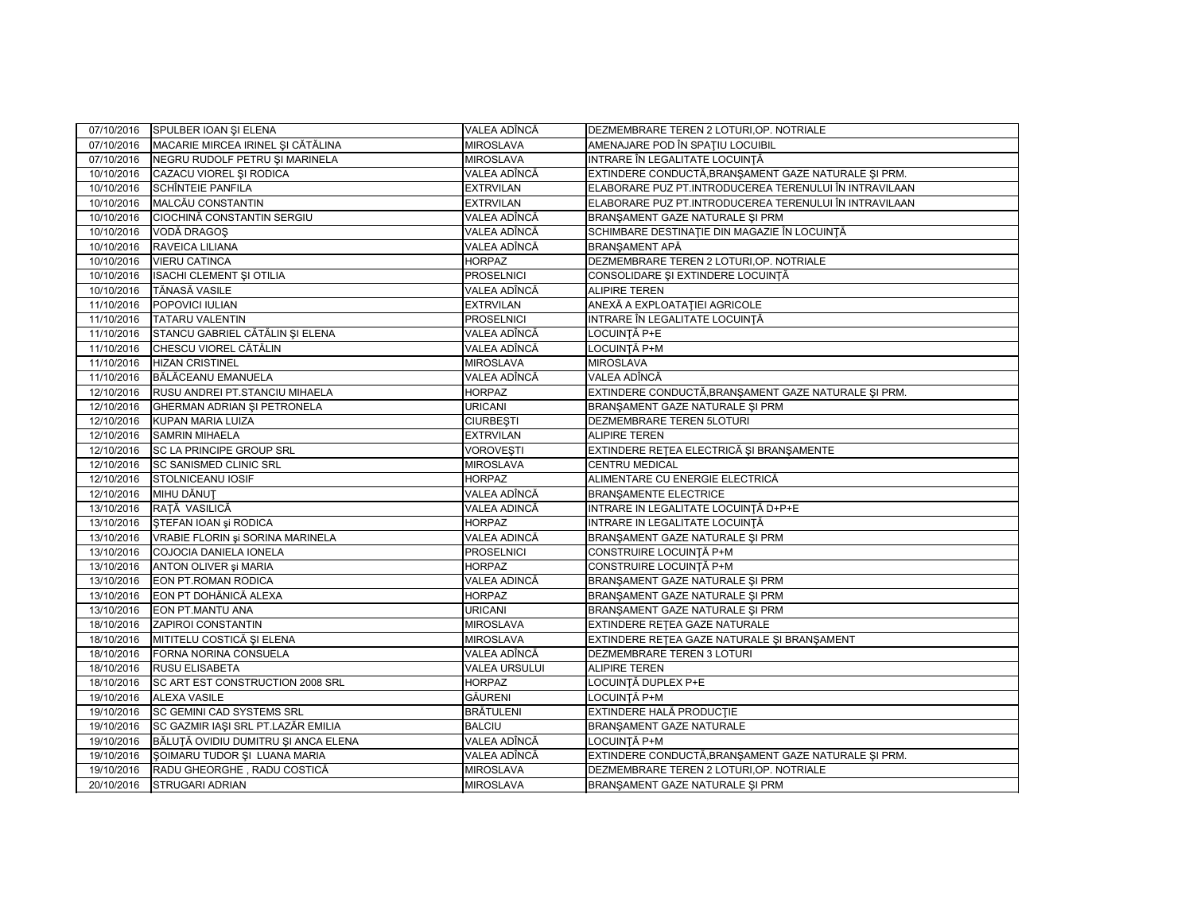| 07/10/2016 | SPULBER IOAN ŞI ELENA | VALEA ADÎNCĂ | DEZMEMBRARE TEREN 2 LOTURI,OP. NOTRIALE |
|---|---|---|---|
| 07/10/2016 | MACARIE MIRCEA IRINEL ŞI CĂTĂLINA | MIROSLAVA | AMENAJARE POD ÎN SPAŢIU LOCUIBIL |
| 07/10/2016 | NEGRU RUDOLF PETRU ŞI MARINELA | MIROSLAVA | INTRARE ÎN LEGALITATE LOCUINŢĂ |
| 10/10/2016 | CAZACU VIOREL ŞI RODICA | VALEA ADÎNCĂ | EXTINDERE CONDUCTĂ,BRANŞAMENT GAZE NATURALE ŞI PRM. |
| 10/10/2016 | SCHÎNTEIE PANFILA | EXTRVILAN | ELABORARE PUZ PT.INTRODUCEREA TERENULUI ÎN INTRAVILAAN |
| 10/10/2016 | MALCĂU CONSTANTIN | EXTRVILAN | ELABORARE PUZ PT.INTRODUCEREA TERENULUI ÎN INTRAVILAAN |
| 10/10/2016 | CIOCHINĂ CONSTANTIN SERGIU | VALEA ADÎNCĂ | BRANŞAMENT GAZE NATURALE ŞI PRM |
| 10/10/2016 | VODĂ DRAGOŞ | VALEA ADÎNCĂ | SCHIMBARE DESTINAŢIE DIN MAGAZIE ÎN LOCUINŢĂ |
| 10/10/2016 | RAVEICA LILIANA | VALEA ADÎNCĂ | BRANŞAMENT APĂ |
| 10/10/2016 | VIERU CATINCA | HORPAZ | DEZMEMBRARE TEREN 2 LOTURI,OP. NOTRIALE |
| 10/10/2016 | ISACHI CLEMENT ŞI OTILIA | PROSELNICI | CONSOLIDARE ŞI EXTINDERE LOCUINŢĂ |
| 10/10/2016 | TĂNASĂ VASILE | VALEA ADÎNCĂ | ALIPIRE TEREN |
| 11/10/2016 | POPOVICI IULIAN | EXTRVILAN | ANEXĂ A EXPLOATAŢIEI AGRICOLE |
| 11/10/2016 | TATARU VALENTIN | PROSELNICI | INTRARE ÎN LEGALITATE LOCUINŢĂ |
| 11/10/2016 | STANCU GABRIEL CĂTĂLIN ŞI ELENA | VALEA ADÎNCĂ | LOCUINŢĂ P+E |
| 11/10/2016 | CHESCU VIOREL CĂTĂLIN | VALEA ADÎNCĂ | LOCUINŢĂ P+M |
| 11/10/2016 | HIZAN CRISTINEL | MIROSLAVA | MIROSLAVA |
| 11/10/2016 | BĂLĂCEANU EMANUELA | VALEA ADÎNCĂ | VALEA ADÎNCĂ |
| 12/10/2016 | RUSU ANDREI PT.STANCIU MIHAELA | HORPAZ | EXTINDERE CONDUCTĂ,BRANŞAMENT GAZE NATURALE ŞI PRM. |
| 12/10/2016 | GHERMAN ADRIAN ŞI PETRONELA | URICANI | BRANŞAMENT GAZE NATURALE ŞI PRM |
| 12/10/2016 | KUPAN MARIA LUIZA | CIURBEŞTI | DEZMEMBRARE TEREN 5LOTURI |
| 12/10/2016 | SAMRIN MIHAELA | EXTRVILAN | ALIPIRE TEREN |
| 12/10/2016 | SC LA PRINCIPE GROUP SRL | VOROVEŞTI | EXTINDERE REŢEA ELECTRICĂ ŞI BRANŞAMENTE |
| 12/10/2016 | SC SANISMED CLINIC SRL | MIROSLAVA | CENTRU MEDICAL |
| 12/10/2016 | STOLNICEANU IOSIF | HORPAZ | ALIMENTARE CU ENERGIE ELECTRICĂ |
| 12/10/2016 | MIHU DĂNUŢ | VALEA ADÎNCĂ | BRANŞAMENTE ELECTRICE |
| 13/10/2016 | RAŢĂ VASILICĂ | VALEA ADINCĂ | INTRARE IN LEGALITATE LOCUINŢĂ D+P+E |
| 13/10/2016 | ŞTEFAN IOAN şi RODICA | HORPAZ | INTRARE IN LEGALITATE LOCUINŢĂ |
| 13/10/2016 | VRABIE FLORIN şi SORINA MARINELA | VALEA ADÎNCĂ | BRANŞAMENT GAZE NATURALE ŞI PRM |
| 13/10/2016 | COJOCIA DANIELA IONELA | PROSELNICI | CONSTRUIRE LOCUINŢĂ P+M |
| 13/10/2016 | ANTON OLIVER şi MARIA | HORPAZ | CONSTRUIRE LOCUINŢĂ P+M |
| 13/10/2016 | EON PT.ROMAN RODICA | VALEA ADINCĂ | BRANŞAMENT GAZE NATURALE ŞI PRM |
| 13/10/2016 | EON PT DOHĂNICĂ ALEXA | HORPAZ | BRANŞAMENT GAZE NATURALE ŞI PRM |
| 13/10/2016 | EON PT.MANTU ANA | URICANI | BRANŞAMENT GAZE NATURALE ŞI PRM |
| 18/10/2016 | ZAPIROI CONSTANTIN | MIROSLAVA | EXTINDERE REŢEA GAZE NATURALE |
| 18/10/2016 | MITITELU COSTICĂ ŞI ELENA | MIROSLAVA | EXTINDERE REŢEA GAZE NATURALE ŞI BRANŞAMENT |
| 18/10/2016 | FORNA NORINA CONSUELA | VALEA ADÎNCĂ | DEZMEMBRARE TEREN 3 LOTURI |
| 18/10/2016 | RUSU ELISABETA | VALEA URSULUI | ALIPIRE TEREN |
| 18/10/2016 | SC ART EST CONSTRUCTION 2008 SRL | HORPAZ | LOCUINŢĂ DUPLEX P+E |
| 19/10/2016 | ALEXA VASILE | GĂURENI | LOCUINŢĂ P+M |
| 19/10/2016 | SC GEMINI CAD SYSTEMS SRL | BRĂTULENI | EXTINDERE HALĂ PRODUCŢIE |
| 19/10/2016 | SC GAZMIR IAŞI SRL PT.LAZĂR EMILIA | BALCIU | BRANŞAMENT GAZE NATURALE |
| 19/10/2016 | BĂLUŢĂ OVIDIU DUMITRU ŞI ANCA ELENA | VALEA ADÎNCĂ | LOCUINŢĂ P+M |
| 19/10/2016 | ŞOIMARU TUDOR ŞI LUANA MARIA | VALEA ADÎNCĂ | EXTINDERE CONDUCTĂ,BRANŞAMENT GAZE NATURALE ŞI PRM. |
| 19/10/2016 | RADU GHEORGHE , RADU COSTICĂ | MIROSLAVA | DEZMEMBRARE TEREN 2 LOTURI,OP. NOTRIALE |
| 20/10/2016 | STRUGARI ADRIAN | MIROSLAVA | BRANŞAMENT GAZE NATURALE ŞI PRM |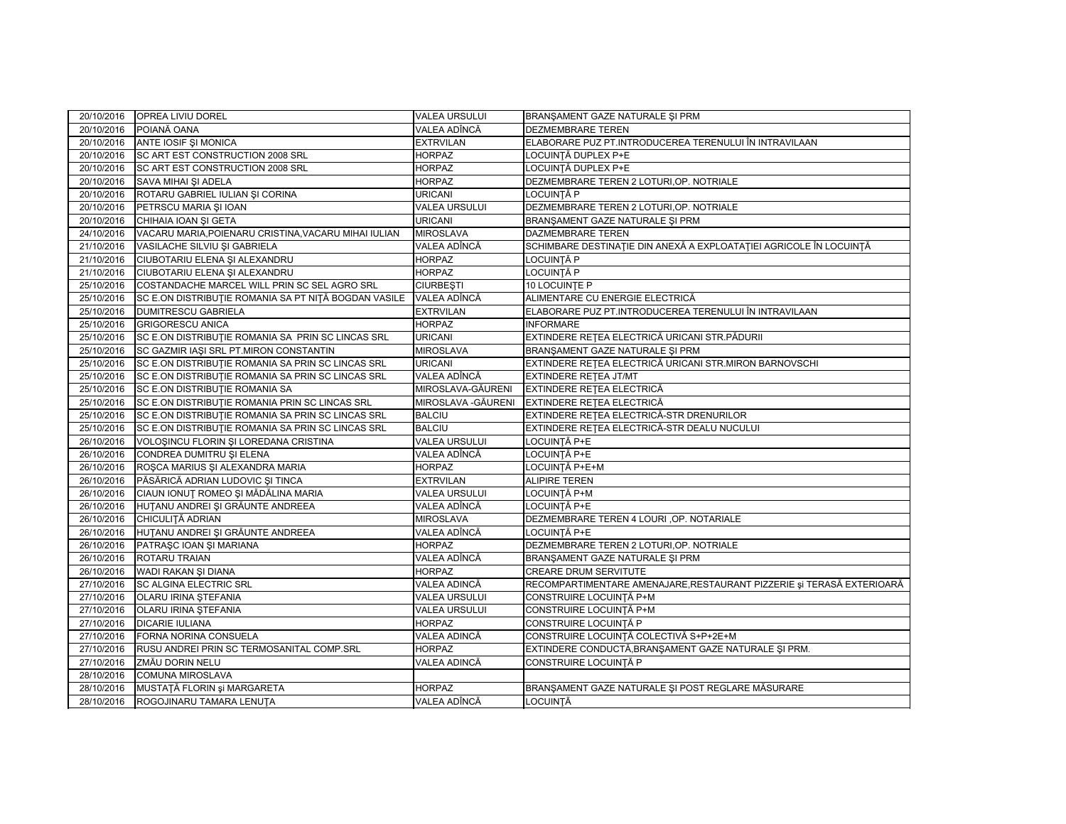| | | | |
|---|---|---|---|
| 20/10/2016 | OPREA LIVIU DOREL | VALEA URSULUI | BRANŞAMENT GAZE NATURALE ŞI PRM |
| 20/10/2016 | POIANĂ OANA | VALEA ADÎNCĂ | DEZMEMBRARE TEREN |
| 20/10/2016 | ANTE IOSIF ŞI MONICA | EXTRVILAN | ELABORARE PUZ PT.INTRODUCEREA TERENULUI ÎN INTRAVILAAN |
| 20/10/2016 | SC ART EST CONSTRUCTION 2008 SRL | HORPAZ | LOCUINŢĂ DUPLEX P+E |
| 20/10/2016 | SC ART EST CONSTRUCTION 2008 SRL | HORPAZ | LOCUINŢĂ DUPLEX P+E |
| 20/10/2016 | SAVA MIHAI ŞI ADELA | HORPAZ | DEZMEMBRARE TEREN 2 LOTURI,OP. NOTRIALE |
| 20/10/2016 | ROTARU GABRIEL IULIAN ŞI CORINA | URICANI | LOCUINŢĂ P |
| 20/10/2016 | PETRSCU MARIA ŞI IOAN | VALEA URSULUI | DEZMEMBRARE TEREN 2 LOTURI,OP. NOTRIALE |
| 20/10/2016 | CHIHAIA IOAN ŞI GETA | URICANI | BRANŞAMENT GAZE NATURALE ŞI PRM |
| 24/10/2016 | VACARU MARIA,POIENARU CRISTINA,VACARU MIHAI IULIAN | MIROSLAVA | DAZMEMBRARE TEREN |
| 21/10/2016 | VASILACHE SILVIU ŞI GABRIELA | VALEA ADÎNCĂ | SCHIMBARE DESTINAŢIE DIN ANEXĂ A EXPLOATAŢIEI AGRICOLE ÎN LOCUINŢĂ |
| 21/10/2016 | CIUBOTARIU ELENA ŞI ALEXANDRU | HORPAZ | LOCUINŢĂ P |
| 21/10/2016 | CIUBOTARIU ELENA ŞI ALEXANDRU | HORPAZ | LOCUINŢĂ P |
| 25/10/2016 | COSTANDACHE MARCEL WILL PRIN SC SEL AGRO SRL | CIURBEŞTI | 10 LOCUINŢE P |
| 25/10/2016 | SC E.ON DISTRIBUŢIE ROMANIA SA PT NIŢĂ BOGDAN VASILE | VALEA ADÎNCĂ | ALIMENTARE CU ENERGIE ELECTRICĂ |
| 25/10/2016 | DUMITRESCU GABRIELA | EXTRVILAN | ELABORARE PUZ PT.INTRODUCEREA TERENULUI ÎN INTRAVILAAN |
| 25/10/2016 | GRIGORESCU ANICA | HORPAZ | INFORMARE |
| 25/10/2016 | SC E.ON DISTRIBUŢIE ROMANIA SA PRIN SC LINCAS SRL | URICANI | EXTINDERE REŢEA ELECTRICĂ URICANI STR.PĂDURII |
| 25/10/2016 | SC GAZMIR IAŞI SRL PT.MIRON CONSTANTIN | MIROSLAVA | BRANŞAMENT GAZE NATURALE ŞI PRM |
| 25/10/2016 | SC E.ON DISTRIBUŢIE ROMANIA SA PRIN SC LINCAS SRL | URICANI | EXTINDERE REŢEA ELECTRICĂ URICANI STR.MIRON BARNOVSCHI |
| 25/10/2016 | SC E.ON DISTRIBUŢIE ROMANIA SA PRIN SC LINCAS SRL | VALEA ADÎNCĂ | EXTINDERE REŢEA JT/MT |
| 25/10/2016 | SC E.ON DISTRIBUŢIE ROMANIA SA | MIROSLAVA-GĂURENI | EXTINDERE REŢEA ELECTRICĂ |
| 25/10/2016 | SC E.ON DISTRIBUŢIE ROMANIA PRIN SC LINCAS SRL | MIROSLAVA -GĂURENI | EXTINDERE REŢEA ELECTRICĂ |
| 25/10/2016 | SC E.ON DISTRIBUŢIE ROMANIA SA PRIN SC LINCAS SRL | BALCIU | EXTINDERE REŢEA ELECTRICĂ-STR DRENURILOR |
| 25/10/2016 | SC E.ON DISTRIBUŢIE ROMANIA SA PRIN SC LINCAS SRL | BALCIU | EXTINDERE REŢEA ELECTRICĂ-STR DEALU NUCULUI |
| 26/10/2016 | VOLOŞINCU FLORIN ŞI LOREDANA CRISTINA | VALEA URSULUI | LOCUINŢĂ P+E |
| 26/10/2016 | CONDREA DUMITRU ŞI ELENA | VALEA ADÎNCĂ | LOCUINŢĂ P+E |
| 26/10/2016 | ROŞCA MARIUS ŞI ALEXANDRA MARIA | HORPAZ | LOCUINŢĂ P+E+M |
| 26/10/2016 | PĂSĂRICĂ ADRIAN LUDOVIC ŞI TINCA | EXTRVILAN | ALIPIRE TEREN |
| 26/10/2016 | CIAUN IONUŢ ROMEO ŞI MĂDĂLINA MARIA | VALEA URSULUI | LOCUINŢĂ P+M |
| 26/10/2016 | HUŢANU ANDREI ŞI GRĂUNTE ANDREEA | VALEA ADÎNCĂ | LOCUINŢĂ P+E |
| 26/10/2016 | CHICULIŢĂ ADRIAN | MIROSLAVA | DEZMEMBRARE TEREN 4 LOURI ,OP. NOTARIALE |
| 26/10/2016 | HUŢANU ANDREI ŞI GRĂUNTE ANDREEA | VALEA ADÎNCĂ | LOCUINŢĂ P+E |
| 26/10/2016 | PATRAŞC IOAN ŞI MARIANA | HORPAZ | DEZMEMBRARE TEREN 2 LOTURI,OP. NOTRIALE |
| 26/10/2016 | ROTARU TRAIAN | VALEA ADÎNCĂ | BRANŞAMENT GAZE NATURALE ŞI PRM |
| 26/10/2016 | WADI RAKAN ŞI DIANA | HORPAZ | CREARE DRUM SERVITUTE |
| 27/10/2016 | SC ALGINA ELECTRIC SRL | VALEA ADINCĂ | RECOMPARTIMENTARE AMENAJARE,RESTAURANT PIZZERIE şi TERASĂ EXTERIOARĂ |
| 27/10/2016 | OLARU IRINA ŞTEFANIA | VALEA URSULUI | CONSTRUIRE LOCUINŢĂ P+M |
| 27/10/2016 | OLARU IRINA ŞTEFANIA | VALEA URSULUI | CONSTRUIRE LOCUINŢĂ P+M |
| 27/10/2016 | DICARIE IULIANA | HORPAZ | CONSTRUIRE LOCUINŢĂ P |
| 27/10/2016 | FORNA NORINA CONSUELA | VALEA ADINCĂ | CONSTRUIRE LOCUINŢĂ COLECTIVĂ S+P+2E+M |
| 27/10/2016 | RUSU ANDREI PRIN SC TERMOSANITAL COMP.SRL | HORPAZ | EXTINDERE CONDUCTĂ,BRANŞAMENT GAZE NATURALE ŞI PRM. |
| 27/10/2016 | ZMĂU DORIN NELU | VALEA ADINCĂ | CONSTRUIRE LOCUINŢĂ P |
| 28/10/2016 | COMUNA MIROSLAVA | | |
| 28/10/2016 | MUSTAŢĂ FLORIN şi MARGARETA | HORPAZ | BRANŞAMENT GAZE NATURALE ŞI POST REGLARE MĂSURARE |
| 28/10/2016 | ROGOJINARU TAMARA LENUŢA | VALEA ADÎNCĂ | LOCUINŢĂ |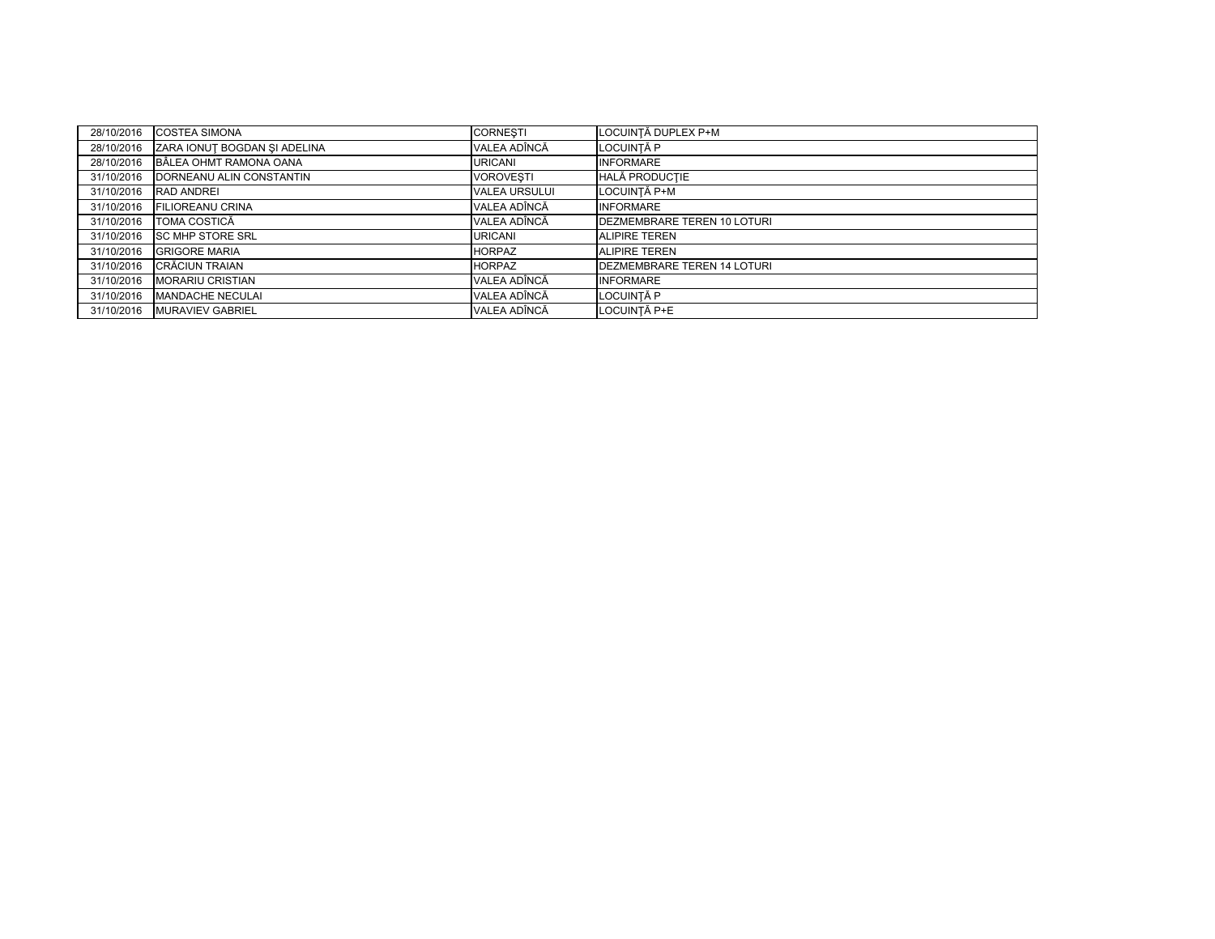| | | | |
|---|---|---|---|
| 28/10/2016 | COSTEA SIMONA | CORNEŞTI | LOCUINŢĂ DUPLEX P+M |
| 28/10/2016 | ZARA IONUŢ BOGDAN ŞI ADELINA | VALEA ADÎNCĂ | LOCUINŢĂ P |
| 28/10/2016 | BÂLEA OHMT RAMONA OANA | URICANI | INFORMARE |
| 31/10/2016 | DORNEANU ALIN CONSTANTIN | VOROVEŞTI | HALĂ PRODUCŢIE |
| 31/10/2016 | RAD ANDREI | VALEA URSULUI | LOCUINŢĂ P+M |
| 31/10/2016 | FILIOREANU CRINA | VALEA ADÎNCĂ | INFORMARE |
| 31/10/2016 | TOMA COSTICĂ | VALEA ADÎNCĂ | DEZMEMBRARE TEREN 10 LOTURI |
| 31/10/2016 | SC MHP STORE SRL | URICANI | ALIPIRE TEREN |
| 31/10/2016 | GRIGORE MARIA | HORPAZ | ALIPIRE TEREN |
| 31/10/2016 | CRĂCIUN TRAIAN | HORPAZ | DEZMEMBRARE TEREN 14 LOTURI |
| 31/10/2016 | MORARIU CRISTIAN | VALEA ADÎNCĂ | INFORMARE |
| 31/10/2016 | MANDACHE NECULAI | VALEA ADÎNCĂ | LOCUINŢĂ P |
| 31/10/2016 | MURAVIEV GABRIEL | VALEA ADÎNCĂ | LOCUINŢĂ P+E |